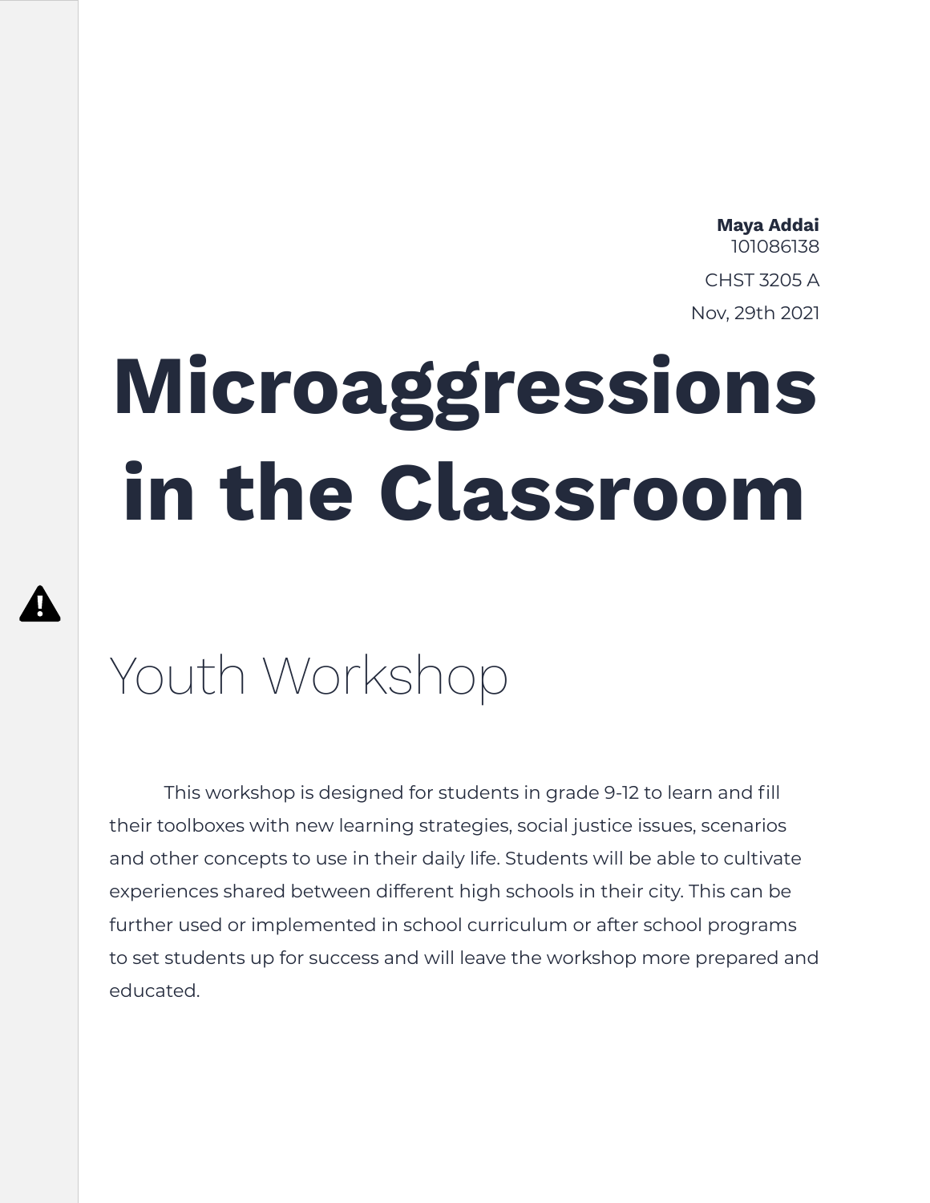**Maya Addai**
101086138

CHST 3205 A

Nov, 29th 2021

# Microaggressions in the Classroom

## Youth Workshop

This workshop is designed for students in grade 9-12 to learn and fill their toolboxes with new learning strategies, social justice issues, scenarios and other concepts to use in their daily life. Students will be able to cultivate experiences shared between different high schools in their city. This can be further used or implemented in school curriculum or after school programs to set students up for success and will leave the workshop more prepared and educated.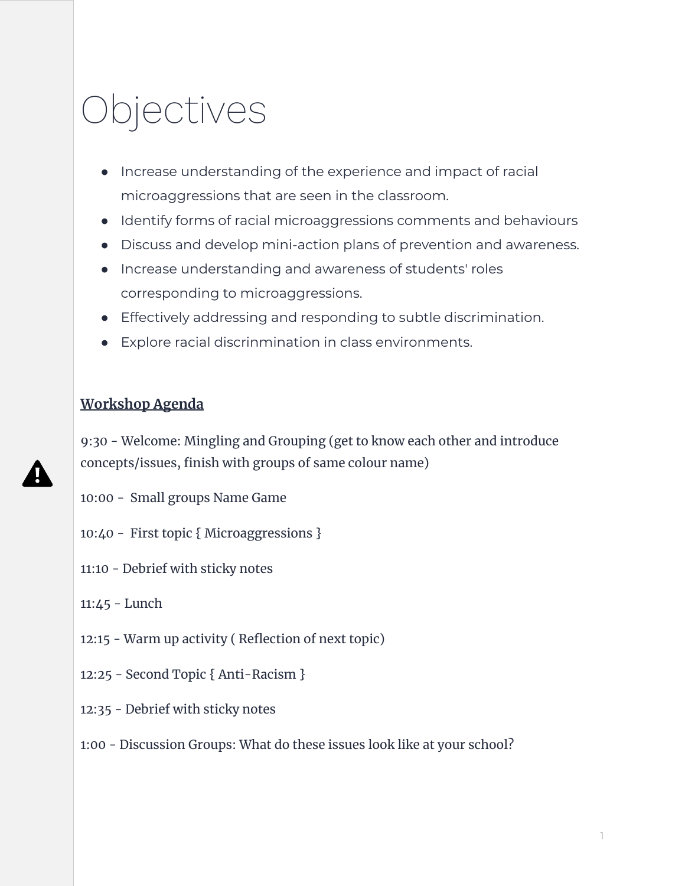# Objectives

- Increase understanding of the experience and impact of racial microaggressions that are seen in the classroom.
- Identify forms of racial microaggressions comments and behaviours
- Discuss and develop mini-action plans of prevention and awareness.
- Increase understanding and awareness of students' roles corresponding to microaggressions.
- Effectively addressing and responding to subtle discrimination.
- Explore racial discrinmination in class environments.

**Workshop Agenda**

9:30 - Welcome: Mingling and Grouping (get to know each other and introduce concepts/issues, finish with groups of same colour name)

10:00 - Small groups Name Game

10:40 - First topic { Microaggressions }

11:10 - Debrief with sticky notes

11:45 - Lunch

12:15 - Warm up activity ( Reflection of next topic)

12:25 - Second Topic { Anti-Racism }

12:35 - Debrief with sticky notes

1:00 - Discussion Groups: What do these issues look like at your school?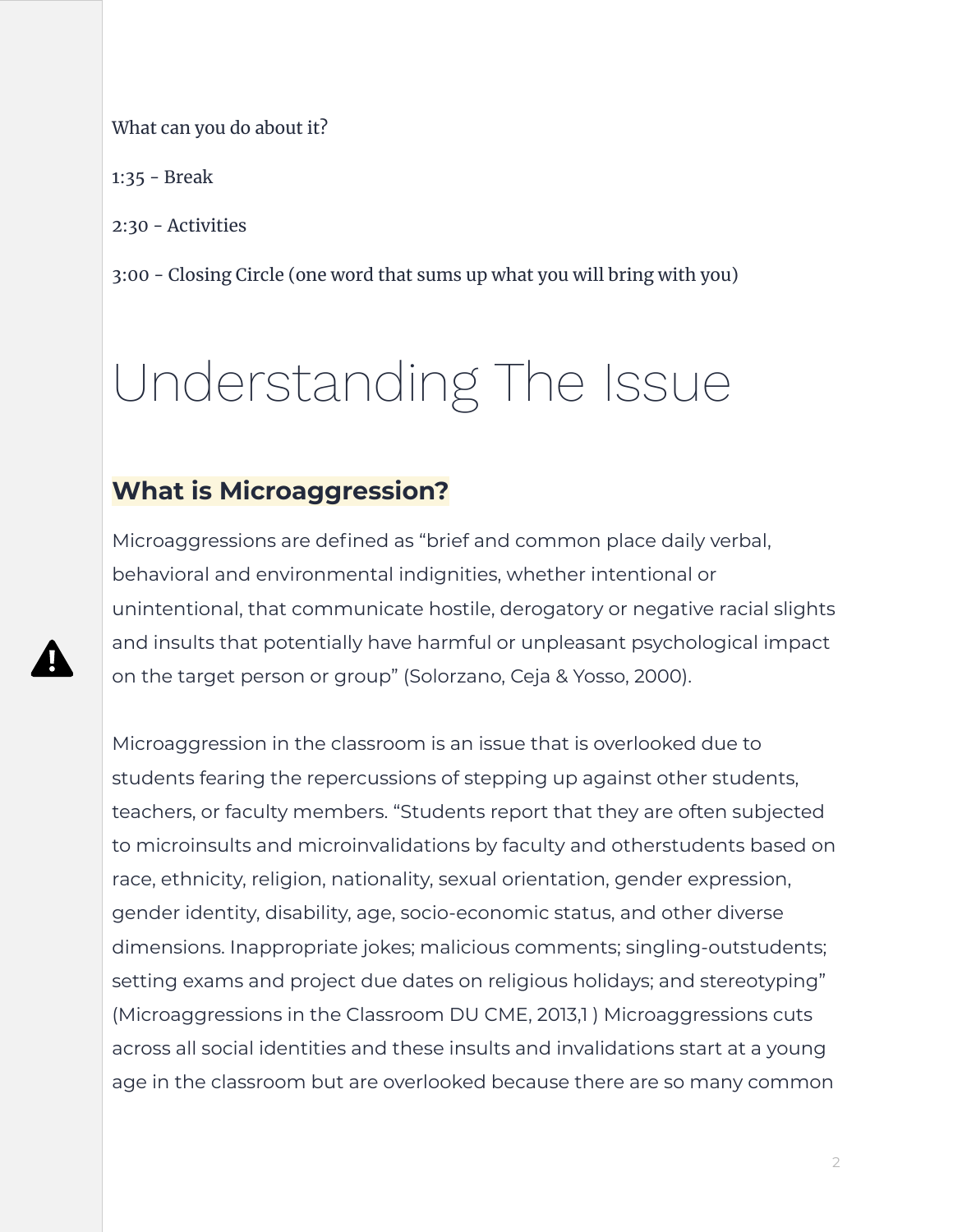What can you do about it?

1:35 - Break

2:30 - Activities

3:00 - Closing Circle (one word that sums up what you will bring with you)

# Understanding The Issue

## What is Microaggression?

Microaggressions are defined as “brief and common place daily verbal, behavioral and environmental indignities, whether intentional or unintentional, that communicate hostile, derogatory or negative racial slights and insults that potentially have harmful or unpleasant psychological impact on the target person or group” (Solorzano, Ceja & Yosso, 2000).

Microaggression in the classroom is an issue that is overlooked due to students fearing the repercussions of stepping up against other students, teachers, or faculty members. “Students report that they are often subjected to microinsults and microinvalidations by faculty and otherstudents based on race, ethnicity, religion, nationality, sexual orientation, gender expression, gender identity, disability, age, socio-economic status, and other diverse dimensions. Inappropriate jokes; malicious comments; singling-outstudents; setting exams and project due dates on religious holidays; and stereotyping” (Microaggressions in the Classroom DU CME, 2013,1 ) Microaggressions cuts across all social identities and these insults and invalidations start at a young age in the classroom but are overlooked because there are so many common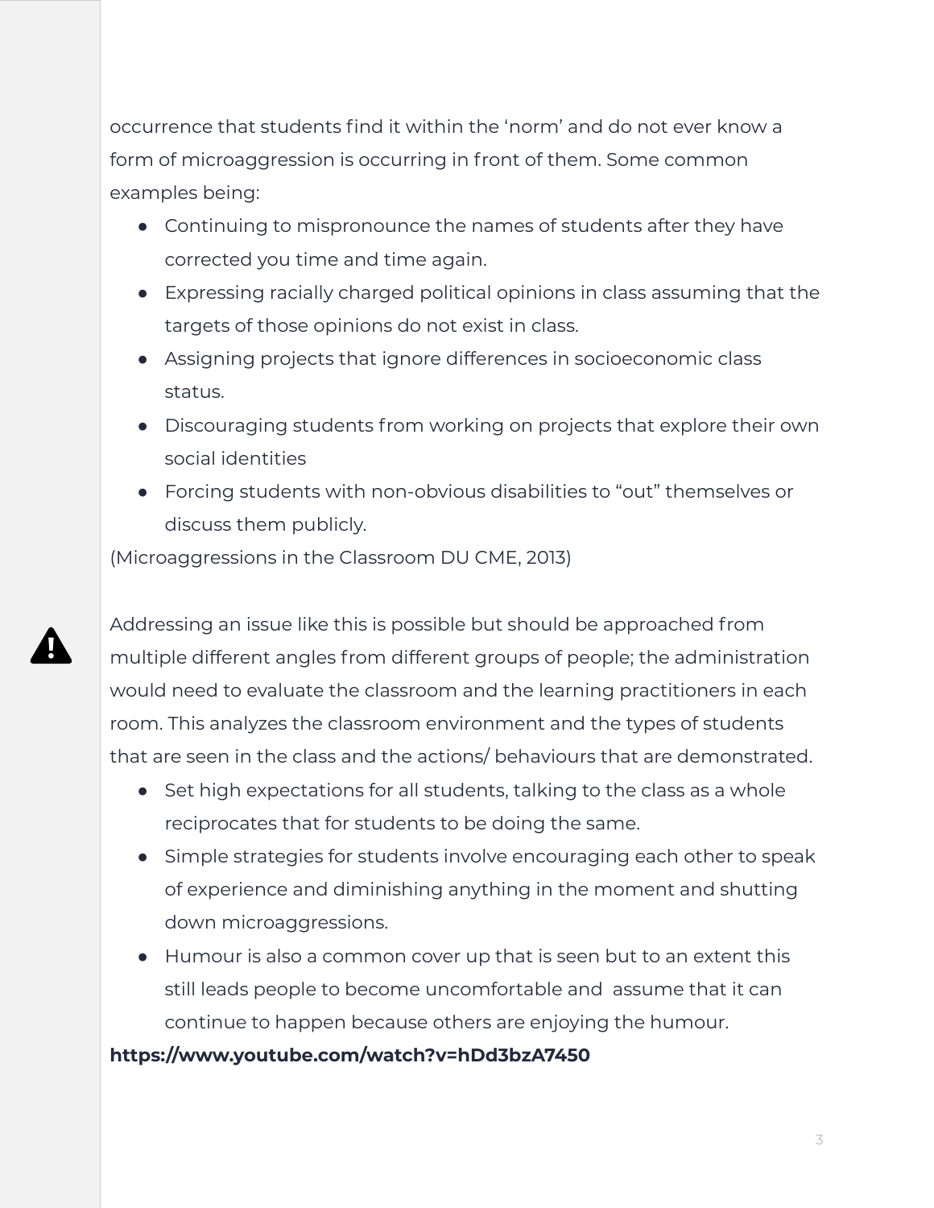occurrence that students find it within the 'norm' and do not ever know a form of microaggression is occurring in front of them. Some common examples being:

- Continuing to mispronounce the names of students after they have corrected you time and time again.
- Expressing racially charged political opinions in class assuming that the targets of those opinions do not exist in class.
- Assigning projects that ignore differences in socioeconomic class status.
- Discouraging students from working on projects that explore their own social identities
- Forcing students with non-obvious disabilities to "out" themselves or discuss them publicly.

(Microaggressions in the Classroom DU CME, 2013)

Addressing an issue like this is possible but should be approached from multiple different angles from different groups of people; the administration would need to evaluate the classroom and the learning practitioners in each room. This analyzes the classroom environment and the types of students that are seen in the class and the actions/ behaviours that are demonstrated.

- Set high expectations for all students, talking to the class as a whole reciprocates that for students to be doing the same.
- Simple strategies for students involve encouraging each other to speak of experience and diminishing anything in the moment and shutting down microaggressions.
- Humour is also a common cover up that is seen but to an extent this still leads people to become uncomfortable and assume that it can continue to happen because others are enjoying the humour.

**https://www.youtube.com/watch?v=hDd3bzA7450**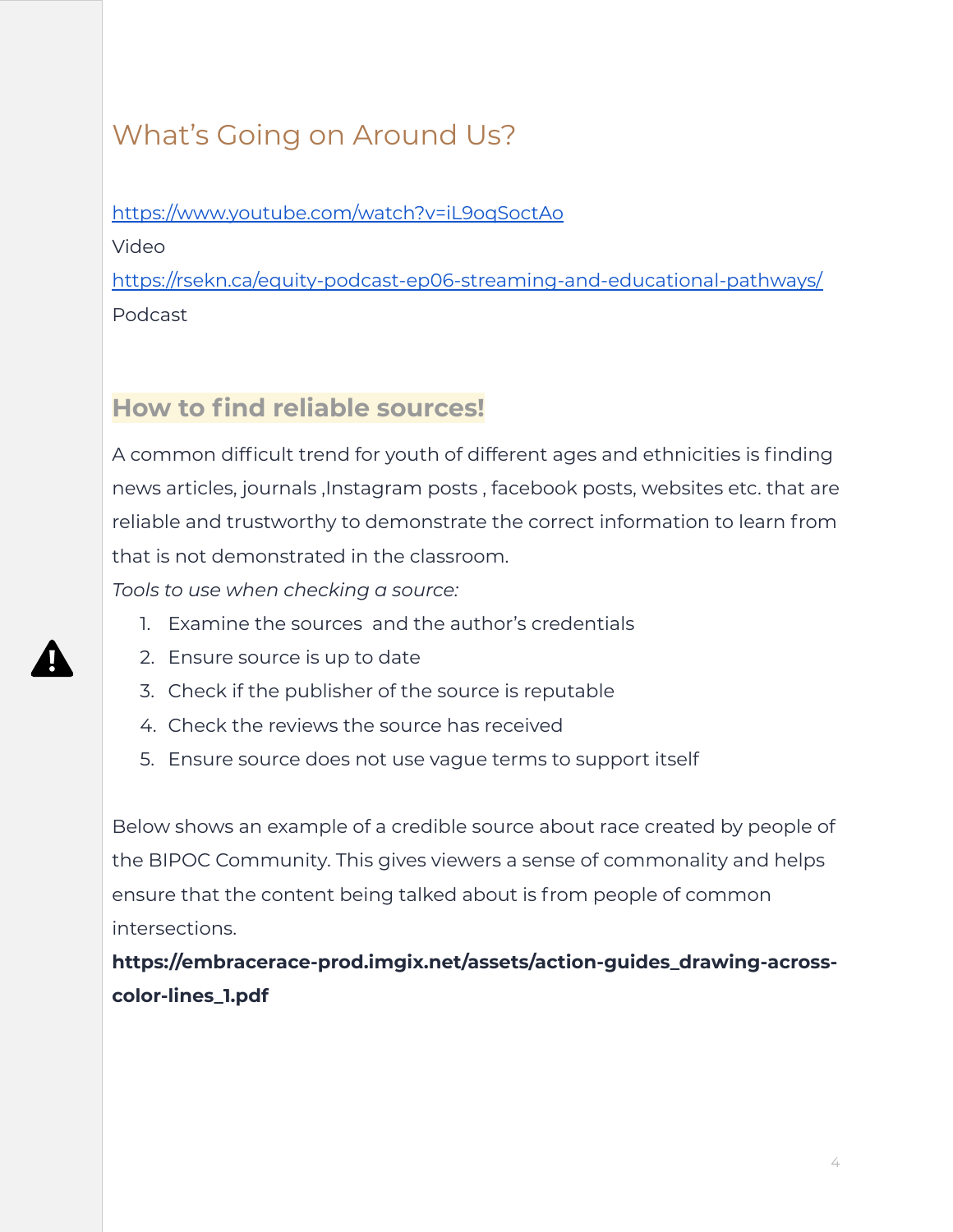## What's Going on Around Us?

[https://www.youtube.com/watch?v=iL9oqSoctAo](https://www.youtube.com/watch?v=iL9oqSoctAo)

Video

[https://rsekn.ca/equity-podcast-ep06-streaming-and-educational-pathways/](https://rsekn.ca/equity-podcast-ep06-streaming-and-educational-pathways/)

Podcast

### How to find reliable sources!

A common difficult trend for youth of different ages and ethnicities is finding news articles, journals ,Instagram posts , facebook posts, websites etc. that are reliable and trustworthy to demonstrate the correct information to learn from that is not demonstrated in the classroom.

*Tools to use when checking a source:*

1. Examine the sources  and the author's credentials
2. Ensure source is up to date
3. Check if the publisher of the source is reputable
4. Check the reviews the source has received
5. Ensure source does not use vague terms to support itself

Below shows an example of a credible source about race created by people of the BIPOC Community. This gives viewers a sense of commonality and helps ensure that the content being talked about is from people of common intersections.

**https://embracerace-prod.imgix.net/assets/action-guides_drawing-across-color-lines_1.pdf**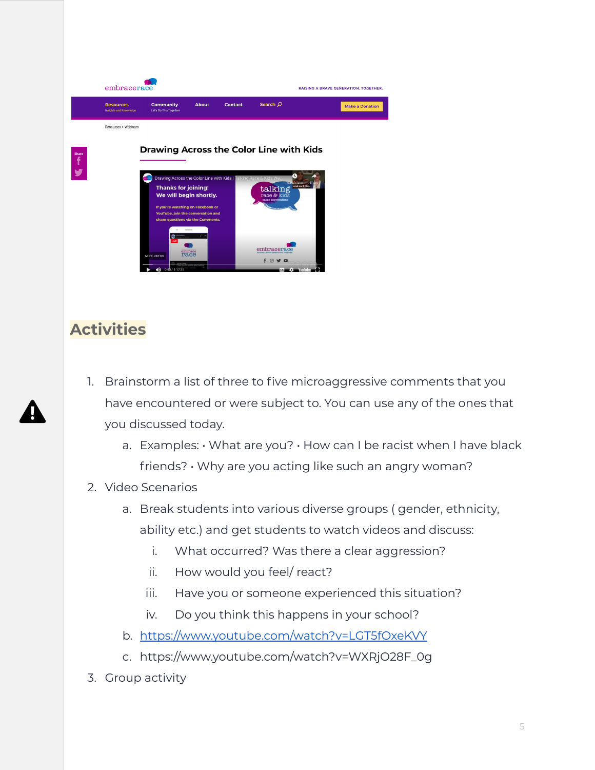## Activities

1. Brainstorm a list of three to five microaggressive comments that you have encountered or were subject to. You can use any of the ones that you discussed today.
   a. Examples: · What are you? · How can I be racist when I have black friends? · Why are you acting like such an angry woman?
2. Video Scenarios
   a. Break students into various diverse groups ( gender, ethnicity, ability etc.) and get students to watch videos and discuss:
      i. What occurred? Was there a clear aggression?
      ii. How would you feel/ react?
      iii. Have you or someone experienced this situation?
      iv. Do you think this happens in your school?
   b. https://www.youtube.com/watch?v=LGT5fOxeKVY
   c. https://www.youtube.com/watch?v=WXRjO28F_0g
3. Group activity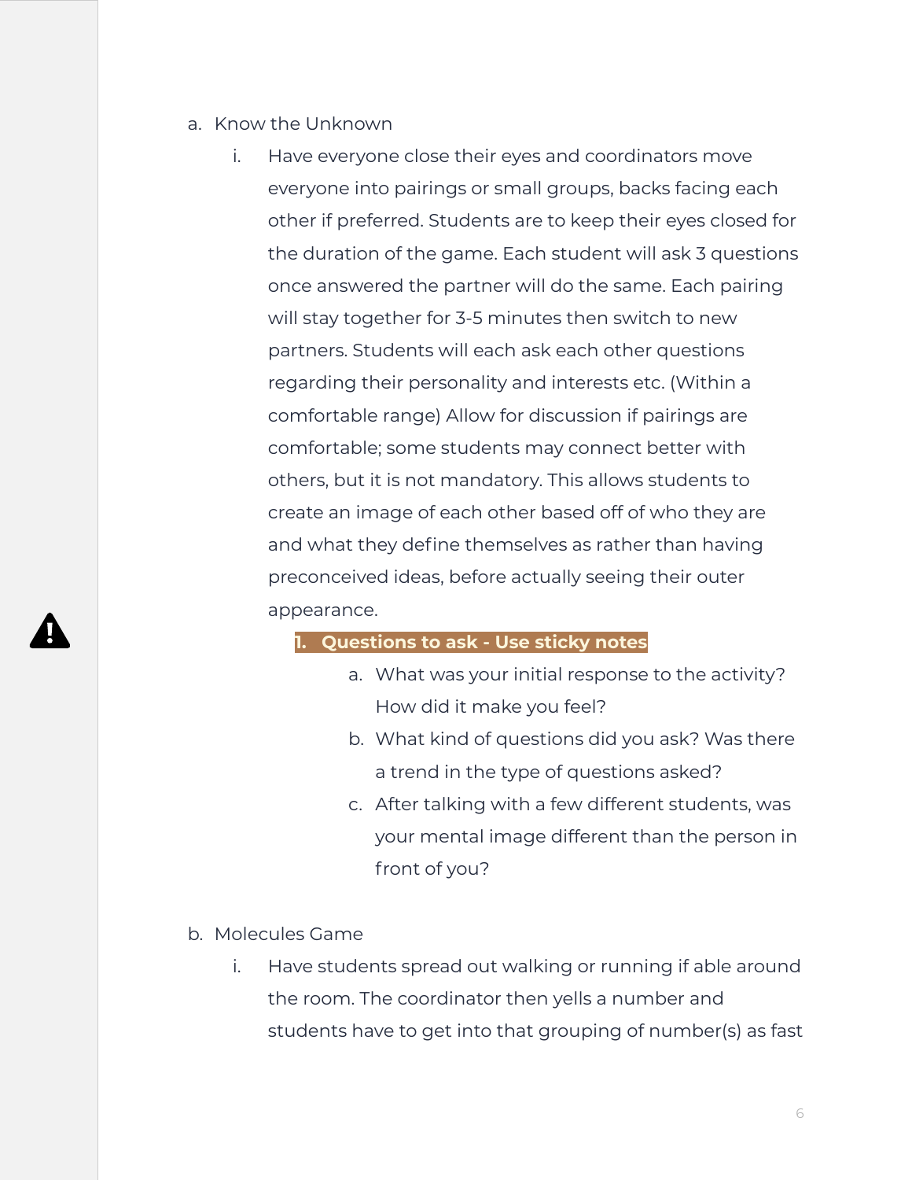a. Know the Unknown
   i. Have everyone close their eyes and coordinators move everyone into pairings or small groups, backs facing each other if preferred. Students are to keep their eyes closed for the duration of the game. Each student will ask 3 questions once answered the partner will do the same. Each pairing will stay together for 3-5 minutes then switch to new partners. Students will each ask each other questions regarding their personality and interests etc. (Within a comfortable range) Allow for discussion if pairings are comfortable; some students may connect better with others, but it is not mandatory. This allows students to create an image of each other based off of who they are and what they define themselves as rather than having preconceived ideas, before actually seeing their outer appearance.
      1. **Questions to ask - Use sticky notes**
         a. What was your initial response to the activity? How did it make you feel?
         b. What kind of questions did you ask? Was there a trend in the type of questions asked?
         c. After talking with a few different students, was your mental image different than the person in front of you?

b. Molecules Game
   i. Have students spread out walking or running if able around the room. The coordinator then yells a number and students have to get into that grouping of number(s) as fast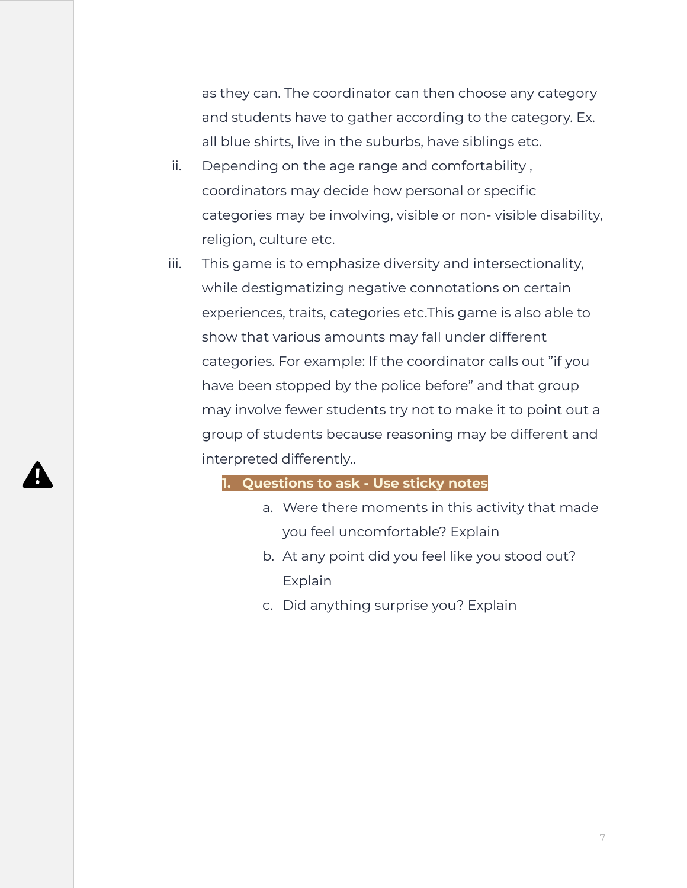as they can. The coordinator can then choose any category and students have to gather according to the category. Ex. all blue shirts, live in the suburbs, have siblings etc.

ii. Depending on the age range and comfortability , coordinators may decide how personal or specific categories may be involving, visible or non- visible disability, religion, culture etc.

iii. This game is to emphasize diversity and intersectionality, while destigmatizing negative connotations on certain experiences, traits, categories etc.This game is also able to show that various amounts may fall under different categories. For example: If the coordinator calls out "if you have been stopped by the police before" and that group may involve fewer students try not to make it to point out a group of students because reasoning may be different and interpreted differently..

1. **Questions to ask - Use sticky notes**
    a. Were there moments in this activity that made you feel uncomfortable? Explain
    b. At any point did you feel like you stood out? Explain
    c. Did anything surprise you? Explain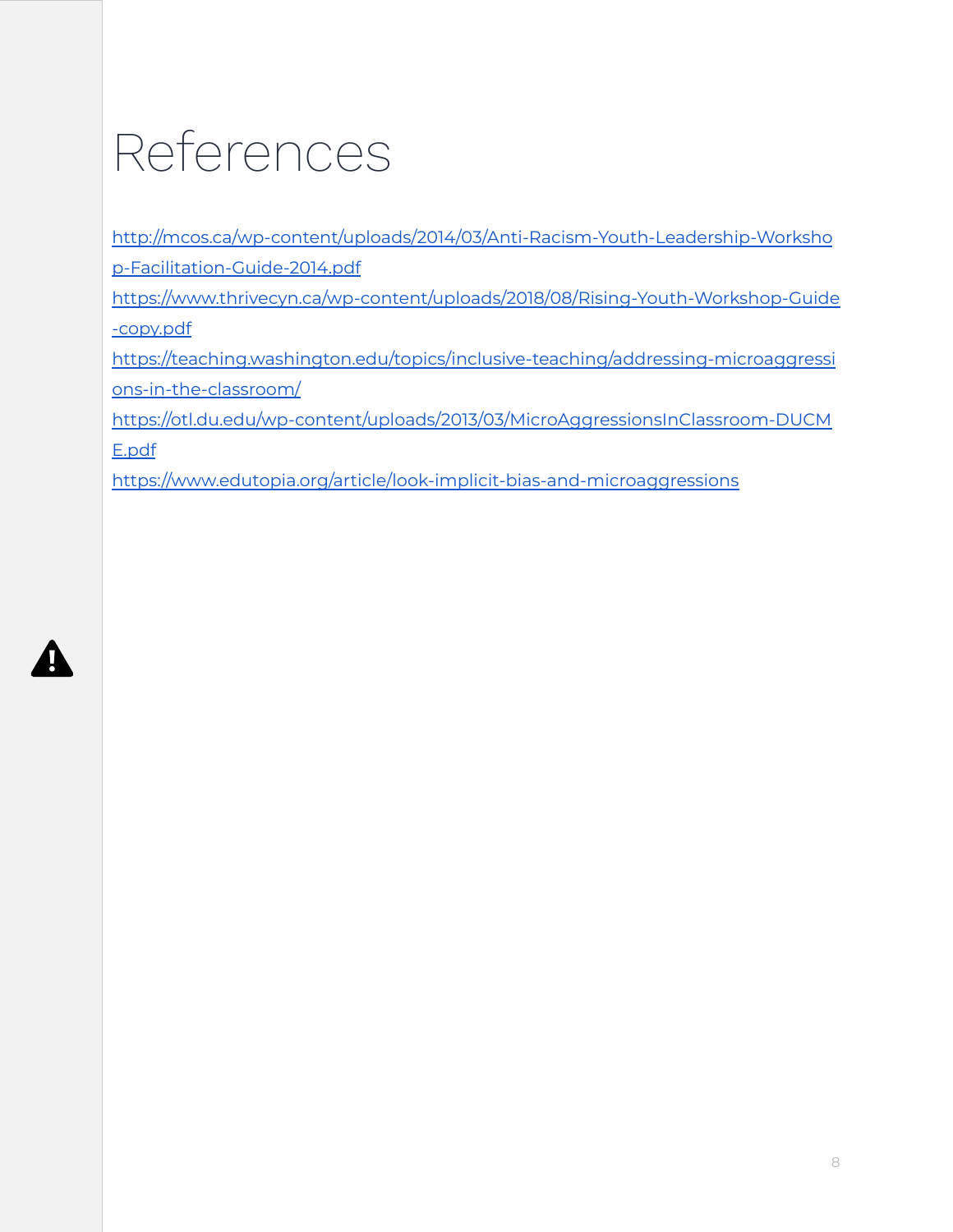# References

http://mcos.ca/wp-content/uploads/2014/03/Anti-Racism-Youth-Leadership-Workshop-Facilitation-Guide-2014.pdf

https://www.thrivecyn.ca/wp-content/uploads/2018/08/Rising-Youth-Workshop-Guide-copy.pdf

https://teaching.washington.edu/topics/inclusive-teaching/addressing-microaggressions-in-the-classroom/

https://otl.du.edu/wp-content/uploads/2013/03/MicroAggressionsInClassroom-DUCME.pdf

https://www.edutopia.org/article/look-implicit-bias-and-microaggressions